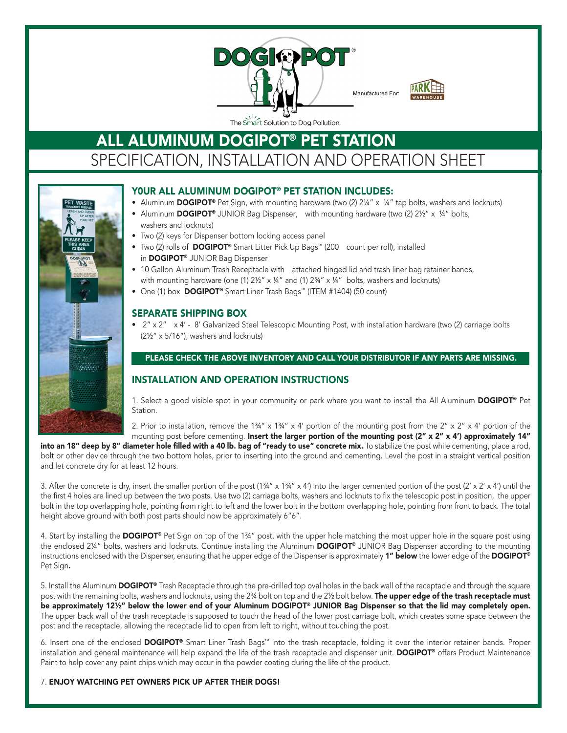DOGIPOT®

The Smart Solution to Dog Pollution.

Manufactured For: PARK WAREHOUSE

# ALL ALUMINUM DOGIPOT® PET STATION

## SPECIFICATION, INSTALLATION AND OPERATION SHEET

### Y0UR ALL ALUMINUM DOGIPOT® PET STATION INCLUDES:

- Aluminum **DOGIPOT®** Pet Sign, with mounting hardware (two (2) 2¼" x ¼" tap bolts, washers and locknuts)
- Aluminum **DOGIPOT®** JUNIOR Bag Dispenser, with mounting hardware (two (2) 2½" x ¼" bolts, washers and locknuts)
- Two (2) keys for Dispenser bottom locking access panel
- Two (2) rolls of **DOGIPOT®** Smart Litter Pick Up Bags™ (200 count per roll), installed in **DOGIPOT®** JUNIOR Bag Dispenser
- 10 Gallon Aluminum Trash Receptacle with attached hinged lid and trash liner bag retainer bands, with mounting hardware (one (1) 2½" x ¼" and (1) 2¾" x ¼" bolts, washers and locknuts)
- One (1) box **DOGIPOT®** Smart Liner Trash Bags™ (ITEM #1404) (50 count)

### SEPARATE SHIPPING BOX

- 2" x 2" x 4' - 8' Galvanized Steel Telescopic Mounting Post, with installation hardware (two (2) carriage bolts (2½" x 5/16"), washers and locknuts)

**PLEASE CHECK THE ABOVE INVENTORY AND CALL YOUR DISTRIBUTOR IF ANY PARTS ARE MISSING.**

### INSTALLATION AND OPERATION INSTRUCTIONS

1. Select a good visible spot in your community or park where you want to install the All Aluminum **DOGIPOT®** Pet Station.

2. Prior to installation, remove the 1¾" x 1¾" x 4' portion of the mounting post from the 2" x 2" x 4' portion of the mounting post before cementing. **Insert the larger portion of the mounting post (2" x 2" x 4') approximately 14" into an 18" deep by 8" diameter hole filled with a 40 lb. bag of "ready to use" concrete mix.** To stabilize the post while cementing, place a rod, bolt or other device through the two bottom holes, prior to inserting into the ground and cementing. Level the post in a straight vertical position and let concrete dry for at least 12 hours.

3. After the concrete is dry, insert the smaller portion of the post (1¾" x 1¾" x 4') into the larger cemented portion of the post (2' x 2' x 4') until the the first 4 holes are lined up between the two posts. Use two (2) carriage bolts, washers and locknuts to fix the telescopic post in position, the upper bolt in the top overlapping hole, pointing from right to left and the lower bolt in the bottom overlapping hole, pointing from front to back. The total height above ground with both post parts should now be approximately 6"6".

4. Start by installing the **DOGIPOT®** Pet Sign on top of the 1¾" post, with the upper hole matching the most upper hole in the square post using the enclosed 2¼" bolts, washers and locknuts. Continue installing the Aluminum **DOGIPOT®** JUNIOR Bag Dispenser according to the mounting instructions enclosed with the Dispenser, ensuring that he upper edge of the Dispenser is approximately **1" below** the lower edge of the **DOGIPOT®** Pet Sign**.**

5. Install the Aluminum **DOGIPOT®** Trash Receptacle through the pre-drilled top oval holes in the back wall of the receptacle and through the square post with the remaining bolts, washers and locknuts, using the 2¾ bolt on top and the 2½ bolt below. **The upper edge of the trash receptacle must be approximately 12½" below the lower end of your Aluminum DOGIPOT® JUNIOR Bag Dispenser so that the lid may completely open.** The upper back wall of the trash receptacle is supposed to touch the head of the lower post carriage bolt, which creates some space between the post and the receptacle, allowing the receptacle lid to open from left to right, without touching the post.

6. Insert one of the enclosed **DOGIPOT®** Smart Liner Trash Bags™ into the trash receptacle, folding it over the interior retainer bands. Proper installation and general maintenance will help expand the life of the trash receptacle and dispenser unit. **DOGIPOT®** offers Product Maintenance Paint to help cover any paint chips which may occur in the powder coating during the life of the product.

7. **ENJOY WATCHING PET OWNERS PICK UP AFTER THEIR DOGS!**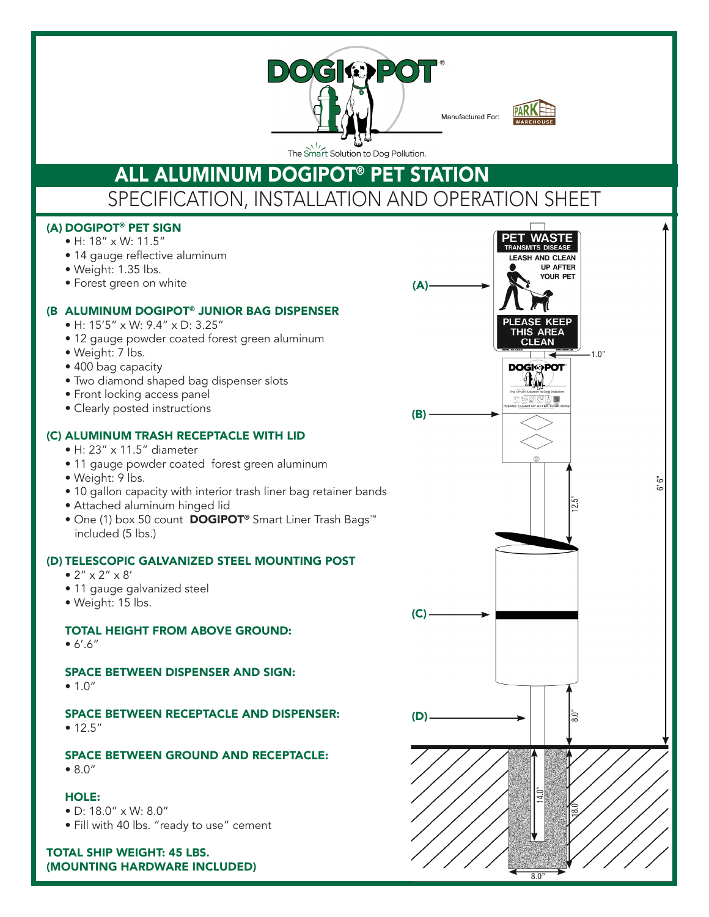DOGIPOT®

The Smart Solution to Dog Pollution.

Manufactured For: PARK WAREHOUSE

# ALL ALUMINUM DOGIPOT® PET STATION

## SPECIFICATION, INSTALLATION AND OPERATION SHEET

### (A) DOGIPOT® PET SIGN

- H: 18" x W: 11.5"
- 14 gauge reflective aluminum
- Weight: 1.35 lbs.
- Forest green on white

### (B ALUMINUM DOGIPOT® JUNIOR BAG DISPENSER

- H: 15'5" x W: 9.4" x D: 3.25"
- 12 gauge powder coated forest green aluminum
- Weight: 7 lbs.
- 400 bag capacity
- Two diamond shaped bag dispenser slots
- Front locking access panel
- Clearly posted instructions

### (C) ALUMINUM TRASH RECEPTACLE WITH LID

- H: 23" x 11.5" diameter
- 11 gauge powder coated forest green aluminum
- Weight: 9 lbs.
- 10 gallon capacity with interior trash liner bag retainer bands
- Attached aluminum hinged lid
- One (1) box 50 count **DOGIPOT®** Smart Liner Trash Bags™ included (5 lbs.)

### (D) TELESCOPIC GALVANIZED STEEL MOUNTING POST

- 2" x 2" x 8'
- 11 gauge galvanized steel
- Weight: 15 lbs.

### TOTAL HEIGHT FROM ABOVE GROUND:

- 6'.6"

### SPACE BETWEEN DISPENSER AND SIGN:

- 1.0"

### SPACE BETWEEN RECEPTACLE AND DISPENSER:

- 12.5"

### SPACE BETWEEN GROUND AND RECEPTACLE:

- 8.0"

### HOLE:

- D: 18.0" x W: 8.0"
- Fill with 40 lbs. "ready to use" cement

### TOTAL SHIP WEIGHT: 45 LBS.
### (MOUNTING HARDWARE INCLUDED)

(A)
PET WASTE
TRANSMITS DISEASE
LEASH AND CLEAN UP AFTER YOUR PET
PLEASE KEEP THIS AREA CLEAN

1.0"

(B)
DOGIPOT
PLEASE CLEAN UP AFTER YOUR DOG

12.5"

(C)

(D)

8.0"

6' 6"

14.0"

18.0"

8.0"